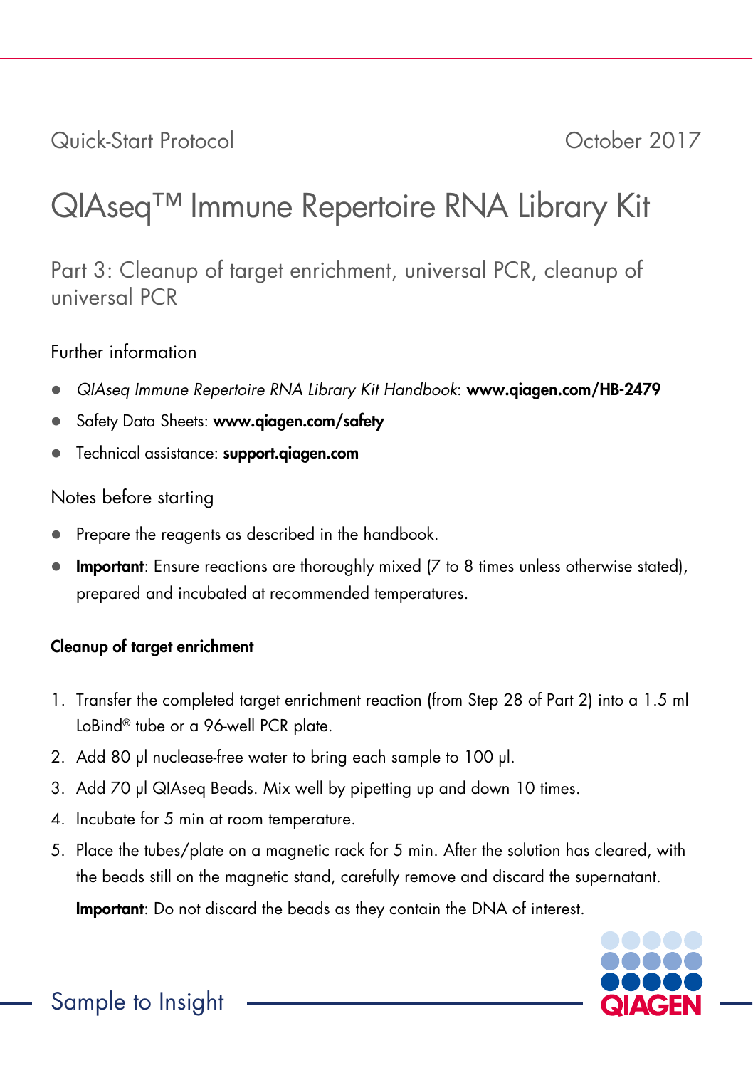Quick-Start Protocol October 2017

# QIAseq™ Immune Repertoire RNA Library Kit

## Part 3: Cleanup of target enrichment, universal PCR, cleanup of universal PCR

### Further information

- *QIAseq Immune Repertoire RNA Library Kit Handbook*: **www.qiagen.com/HB-2479**
- Safety Data Sheets: **www.qiagen.com/safety**
- Technical assistance: **support.qiagen.com**

### Notes before starting

- Prepare the reagents as described in the handbook.
- **Important**: Ensure reactions are thoroughly mixed (7 to 8 times unless otherwise stated), prepared and incubated at recommended temperatures.

#### Cleanup of target enrichment

1. Transfer the completed target enrichment reaction (from Step 28 of Part 2) into a 1.5 ml LoBind® tube or a 96-well PCR plate.
2. Add 80 µl nuclease-free water to bring each sample to 100 µl.
3. Add 70 µl QIAseq Beads. Mix well by pipetting up and down 10 times.
4. Incubate for 5 min at room temperature.
5. Place the tubes/plate on a magnetic rack for 5 min. After the solution has cleared, with the beads still on the magnetic stand, carefully remove and discard the supernatant.

   **Important**: Do not discard the beads as they contain the DNA of interest.

Sample to Insight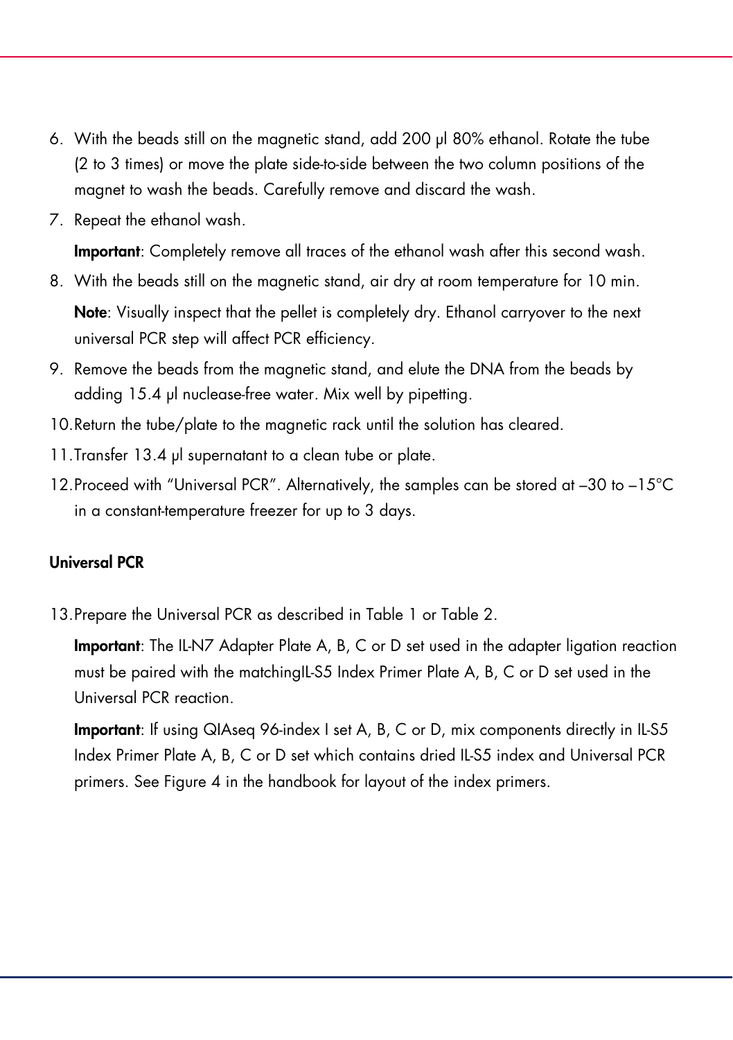6. With the beads still on the magnetic stand, add 200 µl 80% ethanol. Rotate the tube (2 to 3 times) or move the plate side-to-side between the two column positions of the magnet to wash the beads. Carefully remove and discard the wash.
7. Repeat the ethanol wash.

   **Important**: Completely remove all traces of the ethanol wash after this second wash.
8. With the beads still on the magnetic stand, air dry at room temperature for 10 min.

   **Note**: Visually inspect that the pellet is completely dry. Ethanol carryover to the next universal PCR step will affect PCR efficiency.
9. Remove the beads from the magnetic stand, and elute the DNA from the beads by adding 15.4 µl nuclease-free water. Mix well by pipetting.
10. Return the tube/plate to the magnetic rack until the solution has cleared.
11. Transfer 13.4 µl supernatant to a clean tube or plate.
12. Proceed with "Universal PCR". Alternatively, the samples can be stored at –30 to –15°C in a constant-temperature freezer for up to 3 days.

### Universal PCR

13. Prepare the Universal PCR as described in Table 1 or Table 2.

    **Important**: The IL-N7 Adapter Plate A, B, C or D set used in the adapter ligation reaction must be paired with the matchingIL-S5 Index Primer Plate A, B, C or D set used in the Universal PCR reaction.

    **Important**: If using QIAseq 96-index I set A, B, C or D, mix components directly in IL-S5 Index Primer Plate A, B, C or D set which contains dried IL-S5 index and Universal PCR primers. See Figure 4 in the handbook for layout of the index primers.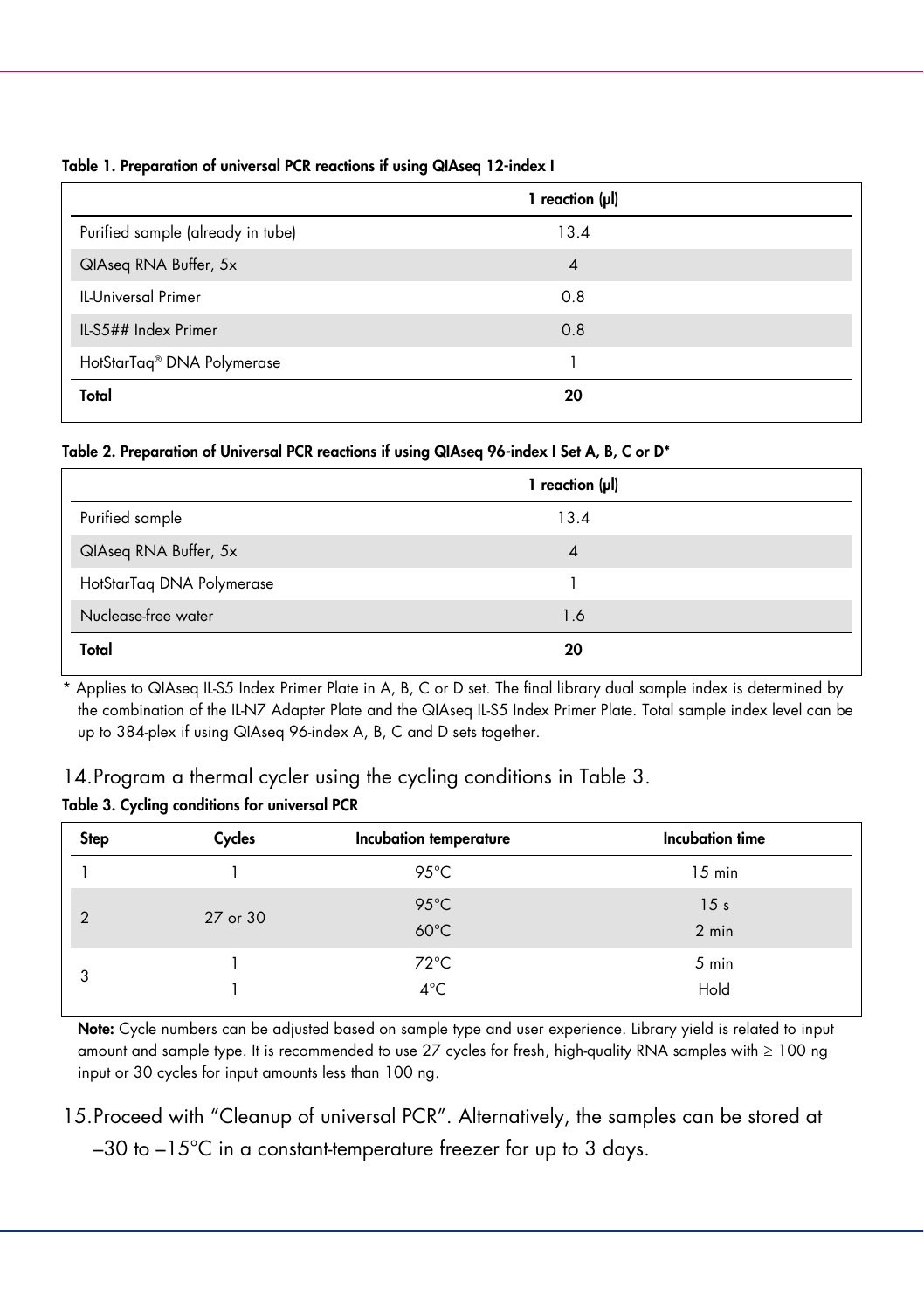**Table 1. Preparation of universal PCR reactions if using QIAseq 12-index I**

| | 1 reaction (µl) |
|---|---|
| Purified sample (already in tube) | 13.4 |
| QIAseq RNA Buffer, 5x | 4 |
| IL-Universal Primer | 0.8 |
| IL-S5## Index Primer | 0.8 |
| HotStarTaq® DNA Polymerase | 1 |
| **Total** | **20** |

**Table 2. Preparation of Universal PCR reactions if using QIAseq 96-index I Set A, B, C or D***

| | 1 reaction (µl) |
|---|---|
| Purified sample | 13.4 |
| QIAseq RNA Buffer, 5x | 4 |
| HotStarTaq DNA Polymerase | 1 |
| Nuclease-free water | 1.6 |
| **Total** | **20** |

\* Applies to QIAseq IL-S5 Index Primer Plate in A, B, C or D set. The final library dual sample index is determined by the combination of the IL-N7 Adapter Plate and the QIAseq IL-S5 Index Primer Plate. Total sample index level can be up to 384-plex if using QIAseq 96-index A, B, C and D sets together.

14. Program a thermal cycler using the cycling conditions in Table 3.

**Table 3. Cycling conditions for universal PCR**

| Step | Cycles | Incubation temperature | Incubation time |
|---|---|---|---|
| 1 | 1 | 95°C | 15 min |
| 2 | 27 or 30 | 95°C<br>60°C | 15 s<br>2 min |
| 3 | 1<br>1 | 72°C<br>4°C | 5 min<br>Hold |

**Note:** Cycle numbers can be adjusted based on sample type and user experience. Library yield is related to input amount and sample type. It is recommended to use 27 cycles for fresh, high-quality RNA samples with ≥ 100 ng input or 30 cycles for input amounts less than 100 ng.

15. Proceed with "Cleanup of universal PCR". Alternatively, the samples can be stored at –30 to –15°C in a constant-temperature freezer for up to 3 days.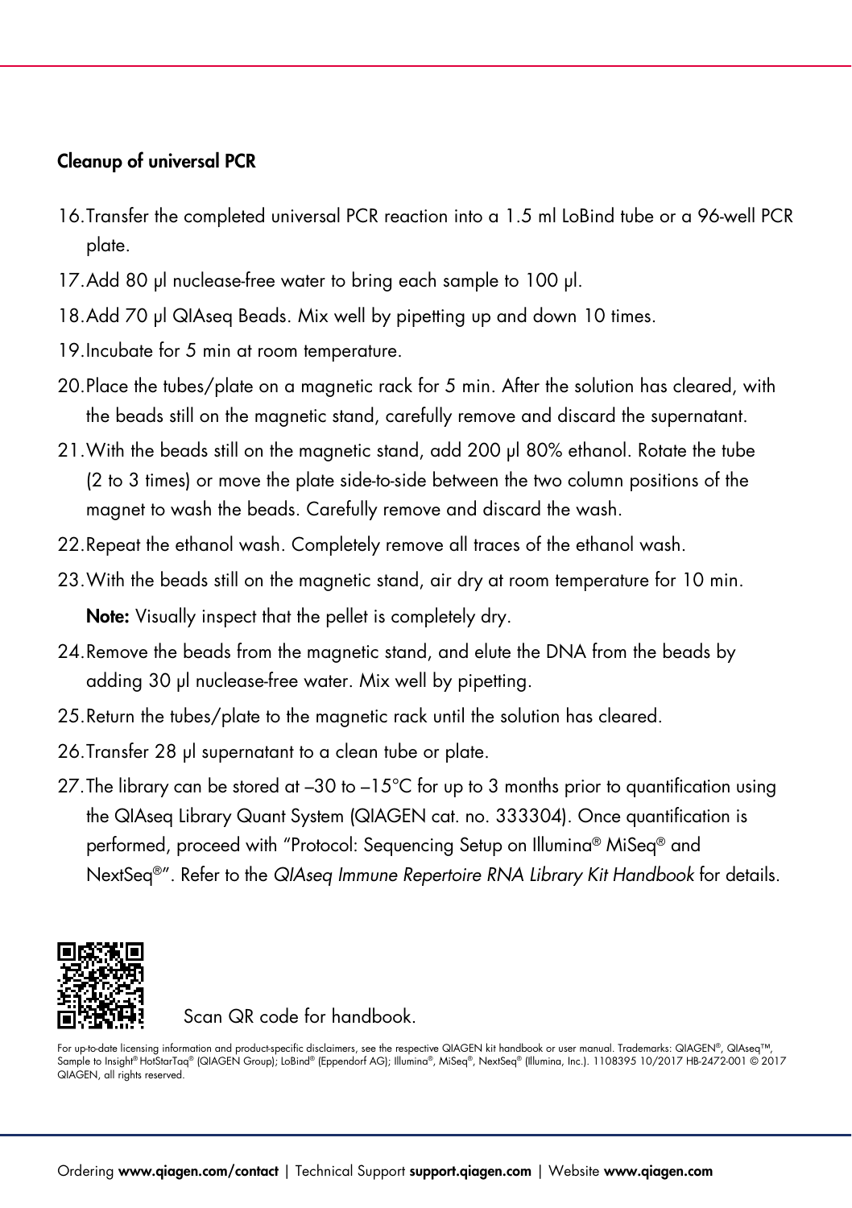**Cleanup of universal PCR**

16. Transfer the completed universal PCR reaction into a 1.5 ml LoBind tube or a 96-well PCR plate.
17. Add 80 µl nuclease-free water to bring each sample to 100 µl.
18. Add 70 µl QIAseq Beads. Mix well by pipetting up and down 10 times.
19. Incubate for 5 min at room temperature.
20. Place the tubes/plate on a magnetic rack for 5 min. After the solution has cleared, with the beads still on the magnetic stand, carefully remove and discard the supernatant.
21. With the beads still on the magnetic stand, add 200 µl 80% ethanol. Rotate the tube (2 to 3 times) or move the plate side-to-side between the two column positions of the magnet to wash the beads. Carefully remove and discard the wash.
22. Repeat the ethanol wash. Completely remove all traces of the ethanol wash.
23. With the beads still on the magnetic stand, air dry at room temperature for 10 min.

    **Note:** Visually inspect that the pellet is completely dry.
24. Remove the beads from the magnetic stand, and elute the DNA from the beads by adding 30 µl nuclease-free water. Mix well by pipetting.
25. Return the tubes/plate to the magnetic rack until the solution has cleared.
26. Transfer 28 µl supernatant to a clean tube or plate.
27. The library can be stored at –30 to –15°C for up to 3 months prior to quantification using the QIAseq Library Quant System (QIAGEN cat. no. 333304). Once quantification is performed, proceed with "Protocol: Sequencing Setup on Illumina® MiSeq® and NextSeq®". Refer to the *QIAseq Immune Repertoire RNA Library Kit Handbook* for details.

Scan QR code for handbook.

For up-to-date licensing information and product-specific disclaimers, see the respective QIAGEN kit handbook or user manual. Trademarks: QIAGEN®, QIAseq™, Sample to Insight® HotStarTaq® (QIAGEN Group); LoBind® (Eppendorf AG); Illumina®, MiSeq®, NextSeq® (Illumina, Inc.). 1108395 10/2017 HB-2472-001 © 2017 QIAGEN, all rights reserved.

Ordering **www.qiagen.com/contact** | Technical Support **support.qiagen.com** | Website **www.qiagen.com**